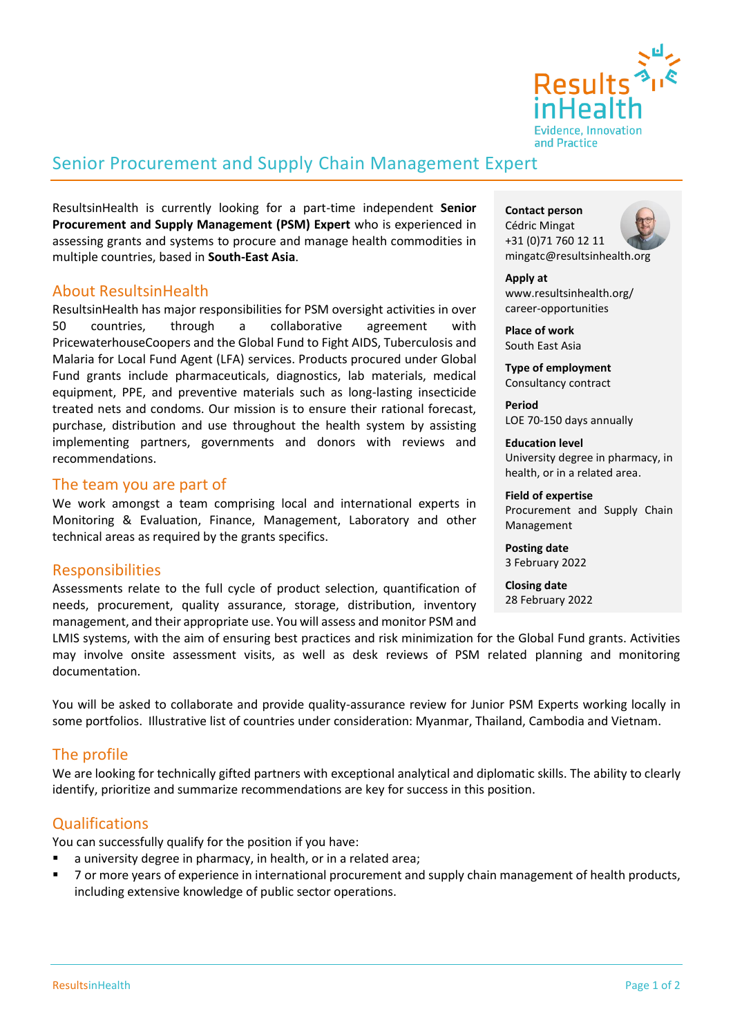# Senior Procurement and Supply Chain Management Expert

ResultsinHealth is currently looking for a part-time independent **Senior Procurement and Supply Management (PSM) Expert** who is experienced in assessing grants and systems to procure and manage health commodities in multiple countries, based in **South-East Asia**.

**Contact person**
Cédric Mingat
+31 (0)71 760 12 11
mingatc@resultsinhealth.org

**Apply at**
www.resultsinhealth.org/career-opportunities

**Place of work**
South East Asia

**Type of employment**
Consultancy contract

**Period**
LOE 70-150 days annually

**Education level**
University degree in pharmacy, in health, or in a related area.

**Field of expertise**
Procurement and Supply Chain Management

**Posting date**
3 February 2022

**Closing date**
28 February 2022

## About ResultsinHealth

ResultsinHealth has major responsibilities for PSM oversight activities in over 50 countries, through a collaborative agreement with PricewaterhouseCoopers and the Global Fund to Fight AIDS, Tuberculosis and Malaria for Local Fund Agent (LFA) services. Products procured under Global Fund grants include pharmaceuticals, diagnostics, lab materials, medical equipment, PPE, and preventive materials such as long-lasting insecticide treated nets and condoms. Our mission is to ensure their rational forecast, purchase, distribution and use throughout the health system by assisting implementing partners, governments and donors with reviews and recommendations.

## The team you are part of

We work amongst a team comprising local and international experts in Monitoring & Evaluation, Finance, Management, Laboratory and other technical areas as required by the grants specifics.

## Responsibilities

Assessments relate to the full cycle of product selection, quantification of needs, procurement, quality assurance, storage, distribution, inventory management, and their appropriate use. You will assess and monitor PSM and LMIS systems, with the aim of ensuring best practices and risk minimization for the Global Fund grants. Activities may involve onsite assessment visits, as well as desk reviews of PSM related planning and monitoring documentation.

You will be asked to collaborate and provide quality-assurance review for Junior PSM Experts working locally in some portfolios. Illustrative list of countries under consideration: Myanmar, Thailand, Cambodia and Vietnam.

## The profile

We are looking for technically gifted partners with exceptional analytical and diplomatic skills. The ability to clearly identify, prioritize and summarize recommendations are key for success in this position.

## Qualifications

You can successfully qualify for the position if you have:

- a university degree in pharmacy, in health, or in a related area;
- 7 or more years of experience in international procurement and supply chain management of health products, including extensive knowledge of public sector operations.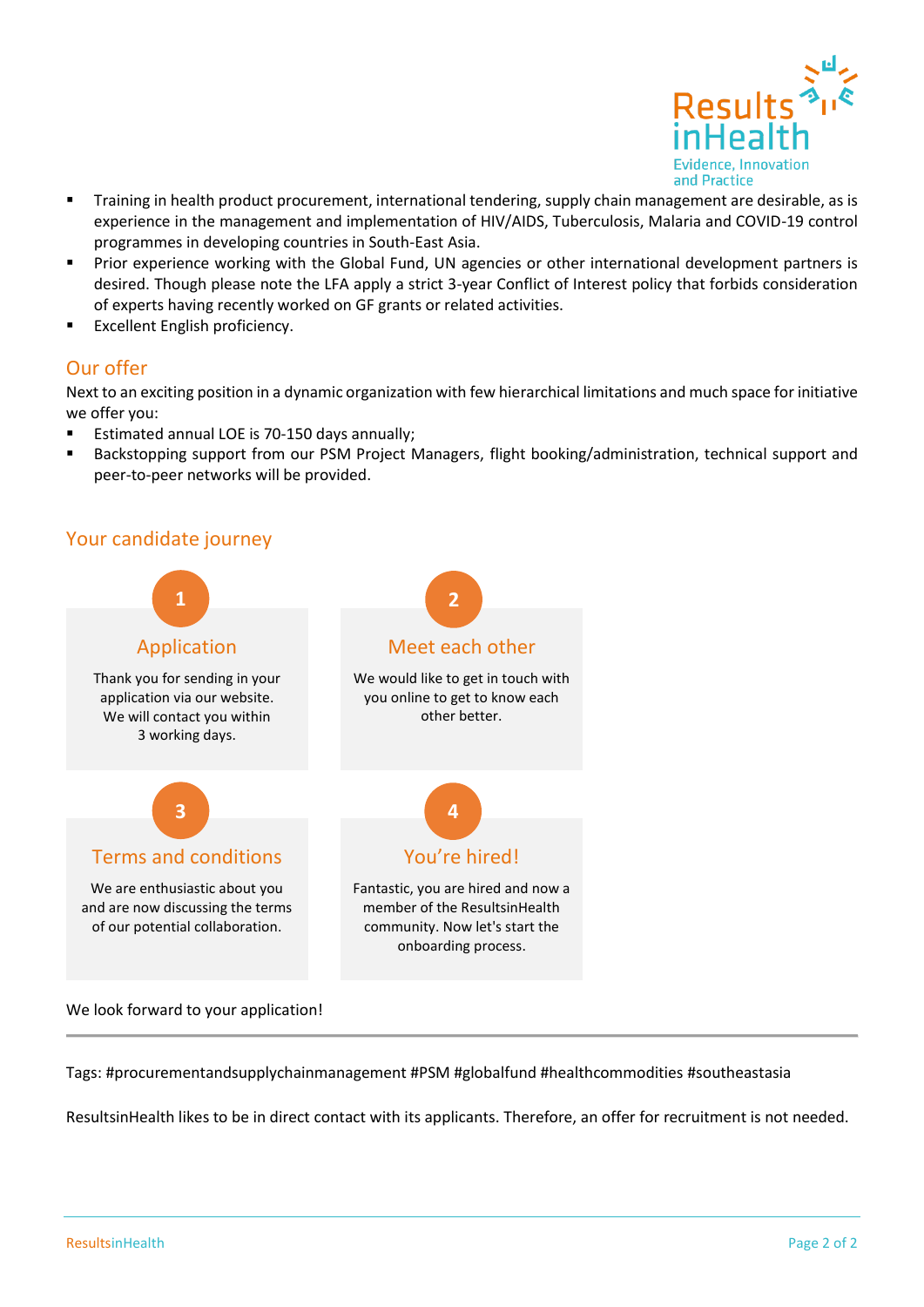- Training in health product procurement, international tendering, supply chain management are desirable, as is experience in the management and implementation of HIV/AIDS, Tuberculosis, Malaria and COVID-19 control programmes in developing countries in South-East Asia.
- Prior experience working with the Global Fund, UN agencies or other international development partners is desired. Though please note the LFA apply a strict 3-year Conflict of Interest policy that forbids consideration of experts having recently worked on GF grants or related activities.
- Excellent English proficiency.

## Our offer

Next to an exciting position in a dynamic organization with few hierarchical limitations and much space for initiative we offer you:

- Estimated annual LOE is 70-150 days annually;
- Backstopping support from our PSM Project Managers, flight booking/administration, technical support and peer-to-peer networks will be provided.

## Your candidate journey

**1**

### Application

Thank you for sending in your application via our website. We will contact you within 3 working days.

**2**

### Meet each other

We would like to get in touch with you online to get to know each other better.

**3**

### Terms and conditions

We are enthusiastic about you and are now discussing the terms of our potential collaboration.

**4**

### You're hired!

Fantastic, you are hired and now a member of the ResultsinHealth community. Now let's start the onboarding process.

We look forward to your application!

---

Tags: #procurementandsupplychainmanagement #PSM #globalfund #healthcommodities #southeastasia

ResultsinHealth likes to be in direct contact with its applicants. Therefore, an offer for recruitment is not needed.